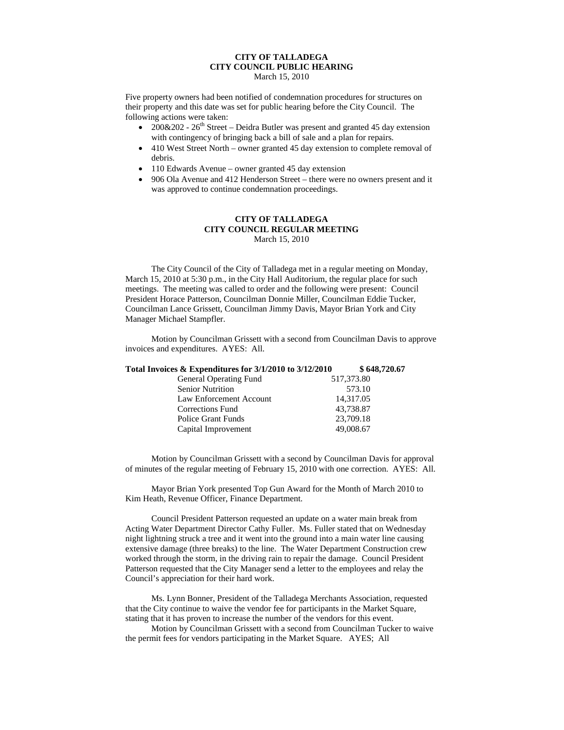**CITY OF TALLADEGA**
**CITY COUNCIL PUBLIC HEARING**
March 15, 2010

Five property owners had been notified of condemnation procedures for structures on their property and this date was set for public hearing before the City Council. The following actions were taken:

- 200&202 - 26th Street – Deidra Butler was present and granted 45 day extension with contingency of bringing back a bill of sale and a plan for repairs.
- 410 West Street North – owner granted 45 day extension to complete removal of debris.
- 110 Edwards Avenue – owner granted 45 day extension
- 906 Ola Avenue and 412 Henderson Street – there were no owners present and it was approved to continue condemnation proceedings.

**CITY OF TALLADEGA**
**CITY COUNCIL REGULAR MEETING**
March 15, 2010

The City Council of the City of Talladega met in a regular meeting on Monday, March 15, 2010 at 5:30 p.m., in the City Hall Auditorium, the regular place for such meetings. The meeting was called to order and the following were present: Council President Horace Patterson, Councilman Donnie Miller, Councilman Eddie Tucker, Councilman Lance Grissett, Councilman Jimmy Davis, Mayor Brian York and City Manager Michael Stampfler.

Motion by Councilman Grissett with a second from Councilman Davis to approve invoices and expenditures. AYES: All.

| **Total Invoices & Expenditures for 3/1/2010 to 3/12/2010** | | **$ 648,720.67** |
|---|---|---|
| General Operating Fund | 517,373.80 | |
| Senior Nutrition | 573.10 | |
| Law Enforcement Account | 14,317.05 | |
| Corrections Fund | 43,738.87 | |
| Police Grant Funds | 23,709.18 | |
| Capital Improvement | 49,008.67 | |

Motion by Councilman Grissett with a second by Councilman Davis for approval of minutes of the regular meeting of February 15, 2010 with one correction. AYES: All.

Mayor Brian York presented Top Gun Award for the Month of March 2010 to Kim Heath, Revenue Officer, Finance Department.

Council President Patterson requested an update on a water main break from Acting Water Department Director Cathy Fuller. Ms. Fuller stated that on Wednesday night lightning struck a tree and it went into the ground into a main water line causing extensive damage (three breaks) to the line. The Water Department Construction crew worked through the storm, in the driving rain to repair the damage. Council President Patterson requested that the City Manager send a letter to the employees and relay the Council's appreciation for their hard work.

Ms. Lynn Bonner, President of the Talladega Merchants Association, requested that the City continue to waive the vendor fee for participants in the Market Square, stating that it has proven to increase the number of the vendors for this event.

Motion by Councilman Grissett with a second from Councilman Tucker to waive the permit fees for vendors participating in the Market Square. AYES; All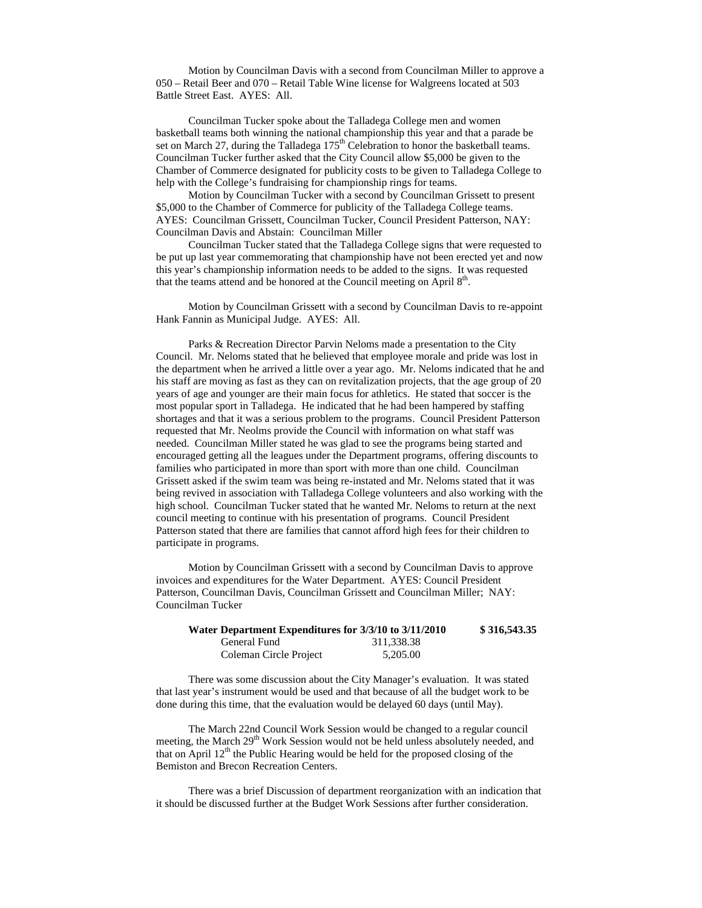Motion by Councilman Davis with a second from Councilman Miller to approve a 050 – Retail Beer and 070 – Retail Table Wine license for Walgreens located at 503 Battle Street East. AYES: All.

Councilman Tucker spoke about the Talladega College men and women basketball teams both winning the national championship this year and that a parade be set on March 27, during the Talladega 175th Celebration to honor the basketball teams. Councilman Tucker further asked that the City Council allow $5,000 be given to the Chamber of Commerce designated for publicity costs to be given to Talladega College to help with the College's fundraising for championship rings for teams.

Motion by Councilman Tucker with a second by Councilman Grissett to present $5,000 to the Chamber of Commerce for publicity of the Talladega College teams. AYES: Councilman Grissett, Councilman Tucker, Council President Patterson, NAY: Councilman Davis and Abstain: Councilman Miller

Councilman Tucker stated that the Talladega College signs that were requested to be put up last year commemorating that championship have not been erected yet and now this year's championship information needs to be added to the signs. It was requested that the teams attend and be honored at the Council meeting on April 8th.

Motion by Councilman Grissett with a second by Councilman Davis to re-appoint Hank Fannin as Municipal Judge. AYES: All.

Parks & Recreation Director Parvin Neloms made a presentation to the City Council. Mr. Neloms stated that he believed that employee morale and pride was lost in the department when he arrived a little over a year ago. Mr. Neloms indicated that he and his staff are moving as fast as they can on revitalization projects, that the age group of 20 years of age and younger are their main focus for athletics. He stated that soccer is the most popular sport in Talladega. He indicated that he had been hampered by staffing shortages and that it was a serious problem to the programs. Council President Patterson requested that Mr. Neolms provide the Council with information on what staff was needed. Councilman Miller stated he was glad to see the programs being started and encouraged getting all the leagues under the Department programs, offering discounts to families who participated in more than sport with more than one child. Councilman Grissett asked if the swim team was being re-instated and Mr. Neloms stated that it was being revived in association with Talladega College volunteers and also working with the high school. Councilman Tucker stated that he wanted Mr. Neloms to return at the next council meeting to continue with his presentation of programs. Council President Patterson stated that there are families that cannot afford high fees for their children to participate in programs.

Motion by Councilman Grissett with a second by Councilman Davis to approve invoices and expenditures for the Water Department. AYES: Council President Patterson, Councilman Davis, Councilman Grissett and Councilman Miller; NAY: Councilman Tucker

| | | |
|---|---|---|
| **Water Department Expenditures for 3/3/10 to 3/11/2010** | | **$ 316,543.35** |
| General Fund | 311,338.38 | |
| Coleman Circle Project | 5,205.00 | |

There was some discussion about the City Manager's evaluation. It was stated that last year's instrument would be used and that because of all the budget work to be done during this time, that the evaluation would be delayed 60 days (until May).

The March 22nd Council Work Session would be changed to a regular council meeting, the March 29th Work Session would not be held unless absolutely needed, and that on April 12th the Public Hearing would be held for the proposed closing of the Bemiston and Brecon Recreation Centers.

There was a brief Discussion of department reorganization with an indication that it should be discussed further at the Budget Work Sessions after further consideration.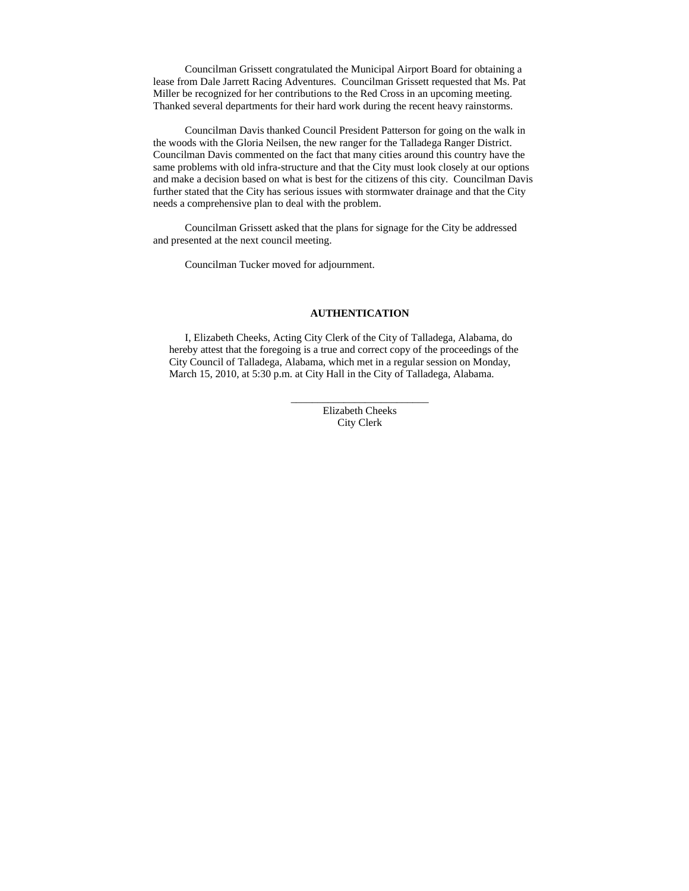Councilman Grissett congratulated the Municipal Airport Board for obtaining a lease from Dale Jarrett Racing Adventures. Councilman Grissett requested that Ms. Pat Miller be recognized for her contributions to the Red Cross in an upcoming meeting. Thanked several departments for their hard work during the recent heavy rainstorms.

Councilman Davis thanked Council President Patterson for going on the walk in the woods with the Gloria Neilsen, the new ranger for the Talladega Ranger District. Councilman Davis commented on the fact that many cities around this country have the same problems with old infra-structure and that the City must look closely at our options and make a decision based on what is best for the citizens of this city. Councilman Davis further stated that the City has serious issues with stormwater drainage and that the City needs a comprehensive plan to deal with the problem.

Councilman Grissett asked that the plans for signage for the City be addressed and presented at the next council meeting.

Councilman Tucker moved for adjournment.

**AUTHENTICATION**

I, Elizabeth Cheeks, Acting City Clerk of the City of Talladega, Alabama, do hereby attest that the foregoing is a true and correct copy of the proceedings of the City Council of Talladega, Alabama, which met in a regular session on Monday, March 15, 2010, at 5:30 p.m. at City Hall in the City of Talladega, Alabama.

\_\_\_\_\_\_\_\_\_\_\_\_\_\_\_\_\_\_\_\_\_\_\_\_\_\_

Elizabeth Cheeks
City Clerk